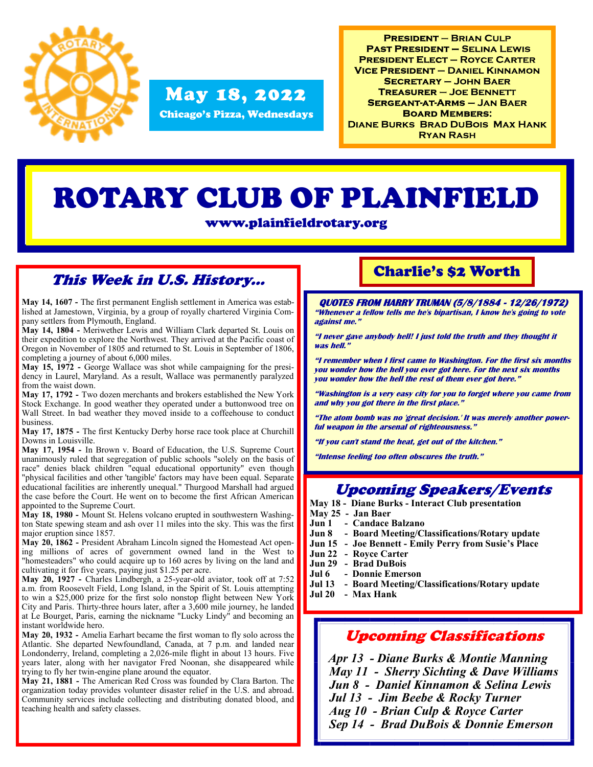**May 18, 2022**
**Chicago's Pizza, Wednesdays**

**President – Brian Culp**
**Past President – Selina Lewis**
**President Elect – Royce Carter**
**Vice President – Daniel Kinnamon**
**Secretary – John Baer**
**Treasurer – Joe Bennett**
**Sergeant-at-Arms – Jan Baer**
**Board Members:**
**Diane Burks Brad DuBois Max Hank Ryan Rash**

# ROTARY CLUB OF PLAINFIELD

**www.plainfieldrotary.org**

## *This Week in U.S. History...*

**May 14, 1607 -** The first permanent English settlement in America was established at Jamestown, Virginia, by a group of royally chartered Virginia Company settlers from Plymouth, England.

**May 14, 1804 -** Meriwether Lewis and William Clark departed St. Louis on their expedition to explore the Northwest. They arrived at the Pacific coast of Oregon in November of 1805 and returned to St. Louis in September of 1806, completing a journey of about 6,000 miles.

**May 15, 1972 -** George Wallace was shot while campaigning for the presidency in Laurel, Maryland. As a result, Wallace was permanently paralyzed from the waist down.

**May 17, 1792 -** Two dozen merchants and brokers established the New York Stock Exchange. In good weather they operated under a buttonwood tree on Wall Street. In bad weather they moved inside to a coffeehouse to conduct business.

**May 17, 1875 -** The first Kentucky Derby horse race took place at Churchill Downs in Louisville.

**May 17, 1954 -** In Brown v. Board of Education, the U.S. Supreme Court unanimously ruled that segregation of public schools "solely on the basis of race" denies black children "equal educational opportunity" even though "physical facilities and other 'tangible' factors may have been equal. Separate educational facilities are inherently unequal." Thurgood Marshall had argued the case before the Court. He went on to become the first African American appointed to the Supreme Court.

**May 18, 1980 -** Mount St. Helens volcano erupted in southwestern Washington State spewing steam and ash over 11 miles into the sky. This was the first major eruption since 1857.

**May 20, 1862 -** President Abraham Lincoln signed the Homestead Act opening millions of acres of government owned land in the West to "homesteaders" who could acquire up to 160 acres by living on the land and cultivating it for five years, paying just $1.25 per acre.

**May 20, 1927 -** Charles Lindbergh, a 25-year-old aviator, took off at 7:52 a.m. from Roosevelt Field, Long Island, in the Spirit of St. Louis attempting to win a $25,000 prize for the first solo nonstop flight between New York City and Paris. Thirty-three hours later, after a 3,600 mile journey, he landed at Le Bourget, Paris, earning the nickname "Lucky Lindy" and becoming an instant worldwide hero.

**May 20, 1932 -** Amelia Earhart became the first woman to fly solo across the Atlantic. She departed Newfoundland, Canada, at 7 p.m. and landed near Londonderry, Ireland, completing a 2,026-mile flight in about 13 hours. Five years later, along with her navigator Fred Noonan, she disappeared while trying to fly her twin-engine plane around the equator.

**May 21, 1881 -** The American Red Cross was founded by Clara Barton. The organization today provides volunteer disaster relief in the U.S. and abroad. Community services include collecting and distributing donated blood, and teaching health and safety classes.

## Charlie's $2 Worth

***QUOTES FROM HARRY TRUMAN (5/8/1884 - 12/26/1972)***

***"Whenever a fellow tells me he's bipartisan, I know he's going to vote against me."***

***"I never gave anybody hell! I just told the truth and they thought it was hell."***

***"I remember when I first came to Washington. For the first six months you wonder how the hell you ever got here. For the next six months you wonder how the hell the rest of them ever got here."***

***"Washington is a very easy city for you to forget where you came from and why you got there in the first place."***

***"The atom bomb was no 'great decision.' It was merely another powerful weapon in the arsenal of righteousness."***

***"If you can't stand the heat, get out of the kitchen."***

***"Intense feeling too often obscures the truth."***

## *Upcoming Speakers/Events*

**May 18 - Diane Burks - Interact Club presentation**
**May 25 - Jan Baer**
**Jun 1 - Candace Balzano**
**Jun 8 - Board Meeting/Classifications/Rotary update**
**Jun 15 - Joe Bennett - Emily Perry from Susie's Place**
**Jun 22 - Royce Carter**
**Jun 29 - Brad DuBois**
**Jul 6 - Donnie Emerson**
**Jul 13 - Board Meeting/Classifications/Rotary update**
**Jul 20 - Max Hank**

## *Upcoming Classifications*

*Apr 13 - Diane Burks & Montie Manning*
*May 11 - Sherry Sichting & Dave Williams*
*Jun 8 - Daniel Kinnamon & Selina Lewis*
*Jul 13 - Jim Beebe & Rocky Turner*
*Aug 10 - Brian Culp & Royce Carter*
*Sep 14 - Brad DuBois & Donnie Emerson*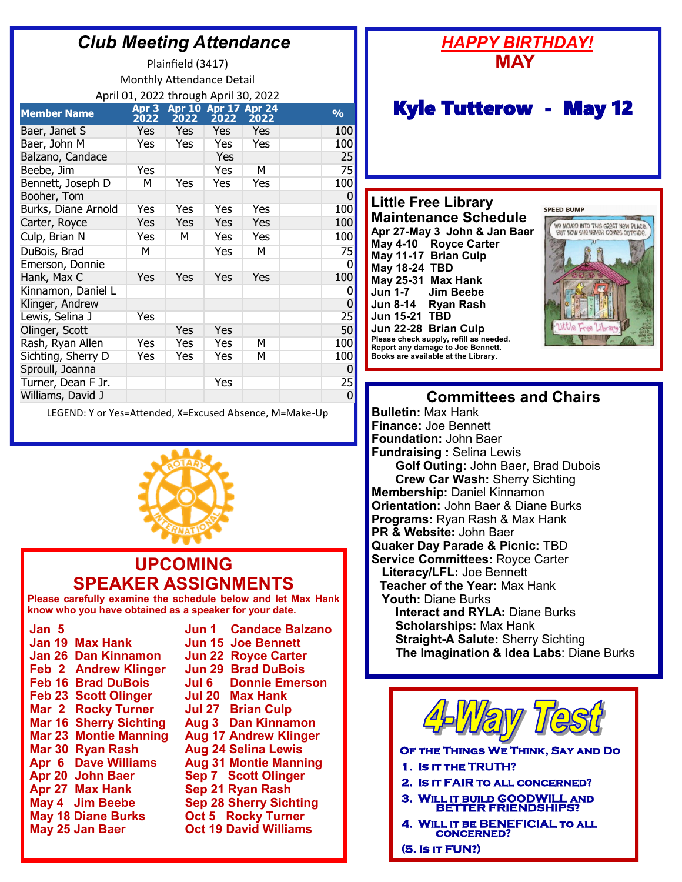## Club Meeting Attendance

Plainfield (3417)

Monthly Attendance Detail

April 01, 2022 through April 30, 2022

| Member Name | Apr 3 2022 | Apr 10 2022 | Apr 17 2022 | Apr 24 2022 | | % |
|---|---|---|---|---|---|---|
| Baer, Janet S | Yes | Yes | Yes | Yes | | 100 |
| Baer, John M | Yes | Yes | Yes | Yes | | 100 |
| Balzano, Candace | | | Yes | | | 25 |
| Beebe, Jim | Yes | | Yes | M | | 75 |
| Bennett, Joseph D | M | Yes | Yes | Yes | | 100 |
| Booher, Tom | | | | | | 0 |
| Burks, Diane Arnold | Yes | Yes | Yes | Yes | | 100 |
| Carter, Royce | Yes | Yes | Yes | Yes | | 100 |
| Culp, Brian N | Yes | M | Yes | Yes | | 100 |
| DuBois, Brad | M | | Yes | M | | 75 |
| Emerson, Donnie | | | | | | 0 |
| Hank, Max C | Yes | Yes | Yes | Yes | | 100 |
| Kinnamon, Daniel L | | | | | | 0 |
| Klinger, Andrew | | | | | | 0 |
| Lewis, Selina J | Yes | | | | | 25 |
| Olinger, Scott | | Yes | Yes | | | 50 |
| Rash, Ryan Allen | Yes | Yes | Yes | M | | 100 |
| Sichting, Sherry D | Yes | Yes | Yes | M | | 100 |
| Sproull, Joanna | | | | | | 0 |
| Turner, Dean F Jr. | | | Yes | | | 25 |
| Williams, David J | | | | | | 0 |

LEGEND: Y or Yes=Attended, X=Excused Absence, M=Make-Up

## UPCOMING SPEAKER ASSIGNMENTS

**Please carefully examine the schedule below and let Max Hank know who you have obtained as a speaker for your date.**

**Jan 5**
**Jan 19 Max Hank**
**Jan 26 Dan Kinnamon**
**Feb 2 Andrew Klinger**
**Feb 16 Brad DuBois**
**Feb 23 Scott Olinger**
**Mar 2 Rocky Turner**
**Mar 16 Sherry Sichting**
**Mar 23 Montie Manning**
**Mar 30 Ryan Rash**
**Apr 6 Dave Williams**
**Apr 20 John Baer**
**Apr 27 Max Hank**
**May 4 Jim Beebe**
**May 18 Diane Burks**
**May 25 Jan Baer**
**Jun 1 Candace Balzano**
**Jun 15 Joe Bennett**
**Jun 22 Royce Carter**
**Jun 29 Brad DuBois**
**Jul 6 Donnie Emerson**
**Jul 20 Max Hank**
**Jul 27 Brian Culp**
**Aug 3 Dan Kinnamon**
**Aug 17 Andrew Klinger**
**Aug 24 Selina Lewis**
**Aug 31 Montie Manning**
**Sep 7 Scott Olinger**
**Sep 21 Ryan Rash**
**Sep 28 Sherry Sichting**
**Oct 5 Rocky Turner**
**Oct 19 David Williams**

## *HAPPY BIRTHDAY!* MAY

**Kyle Tutterow - May 12**

## Little Free Library Maintenance Schedule

**Apr 27-May 3 John & Jan Baer**
**May 4-10 Royce Carter**
**May 11-17 Brian Culp**
**May 18-24 TBD**
**May 25-31 Max Hank**
**Jun 1-7 Jim Beebe**
**Jun 8-14 Ryan Rash**
**Jun 15-21 TBD**
**Jun 22-28 Brian Culp**

**Please check supply, refill as needed. Report any damage to Joe Bennett. Books are available at the Library.**

SPEED BUMP

WE MOVED INTO THIS GREAT NEW PLACE, BUT NOW SHE NEVER COMES OUTSIDE.

Little Free Library

## Committees and Chairs

**Bulletin:** Max Hank
**Finance:** Joe Bennett
**Foundation:** John Baer
**Fundraising :** Selina Lewis
- **Golf Outing:** John Baer, Brad Dubois
- **Crew Car Wash:** Sherry Sichting

**Membership:** Daniel Kinnamon
**Orientation:** John Baer & Diane Burks
**Programs:** Ryan Rash & Max Hank
**PR & Website:** John Baer
**Quaker Day Parade & Picnic:** TBD
**Service Committees:** Royce Carter
- **Literacy/LFL:** Joe Bennett
- **Teacher of the Year:** Max Hank
- **Youth:** Diane Burks
  - **Interact and RYLA:** Diane Burks
  - **Scholarships:** Max Hank
  - **Straight-A Salute:** Sherry Sichting
  - **The Imagination & Idea Labs**: Diane Burks

## 4-Way Test

**Of the Things We Think, Say and Do**

1. **Is it the TRUTH?**
2. **Is it FAIR to all concerned?**
3. **Will it build GOODWILL and BETTER FRIENDSHIPS?**
4. **Will it be BENEFICIAL to all concerned?**

**(5. Is it FUN?)**